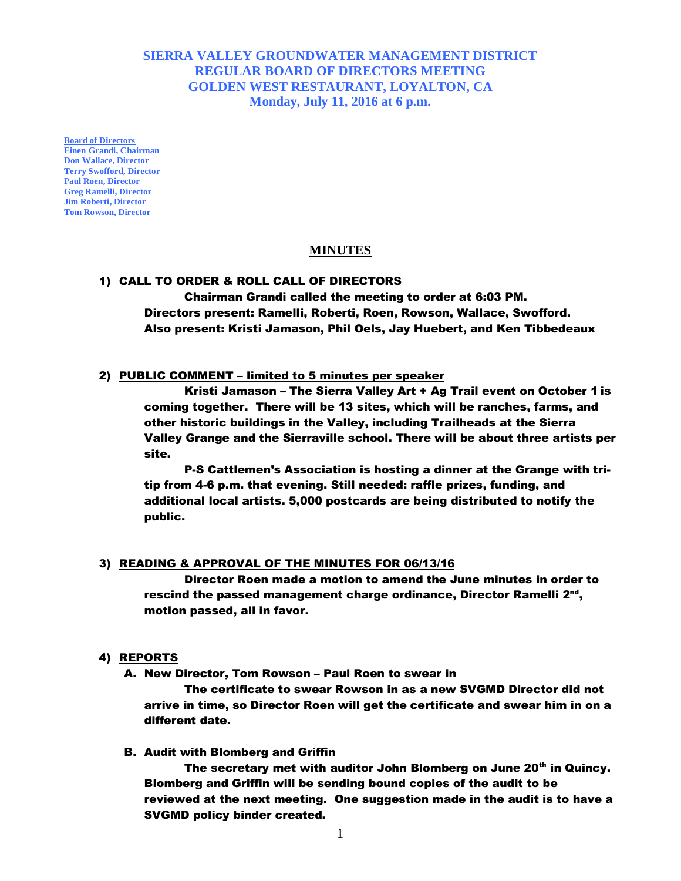# SIERRA VALLEY GROUNDWATER MANAGEMENT DISTRICT
# REGULAR BOARD OF DIRECTORS MEETING
# GOLDEN WEST RESTAURANT, LOYALTON, CA
# Monday, July 11, 2016 at 6 p.m.

**Board of Directors**
**Einen Grandi, Chairman**
**Don Wallace, Director**
**Terry Swofford, Director**
**Paul Roen, Director**
**Greg Ramelli, Director**
**Jim Roberti, Director**
**Tom Rowson, Director**

## MINUTES

### 1) CALL TO ORDER & ROLL CALL OF DIRECTORS

Chairman Grandi called the meeting to order at 6:03 PM. Directors present: Ramelli, Roberti, Roen, Rowson, Wallace, Swofford. Also present: Kristi Jamason, Phil Oels, Jay Huebert, and Ken Tibbedeaux

### 2) PUBLIC COMMENT – limited to 5 minutes per speaker

Kristi Jamason – The Sierra Valley Art + Ag Trail event on October 1 is coming together. There will be 13 sites, which will be ranches, farms, and other historic buildings in the Valley, including Trailheads at the Sierra Valley Grange and the Sierraville school. There will be about three artists per site.

P-S Cattlemen's Association is hosting a dinner at the Grange with tri-tip from 4-6 p.m. that evening. Still needed: raffle prizes, funding, and additional local artists. 5,000 postcards are being distributed to notify the public.

### 3) READING & APPROVAL OF THE MINUTES FOR 06/13/16

Director Roen made a motion to amend the June minutes in order to rescind the passed management charge ordinance, Director Ramelli 2nd, motion passed, all in favor.

### 4) REPORTS

**A. New Director, Tom Rowson – Paul Roen to swear in**

The certificate to swear Rowson in as a new SVGMD Director did not arrive in time, so Director Roen will get the certificate and swear him in on a different date.

**B. Audit with Blomberg and Griffin**

The secretary met with auditor John Blomberg on June 20th in Quincy. Blomberg and Griffin will be sending bound copies of the audit to be reviewed at the next meeting. One suggestion made in the audit is to have a SVGMD policy binder created.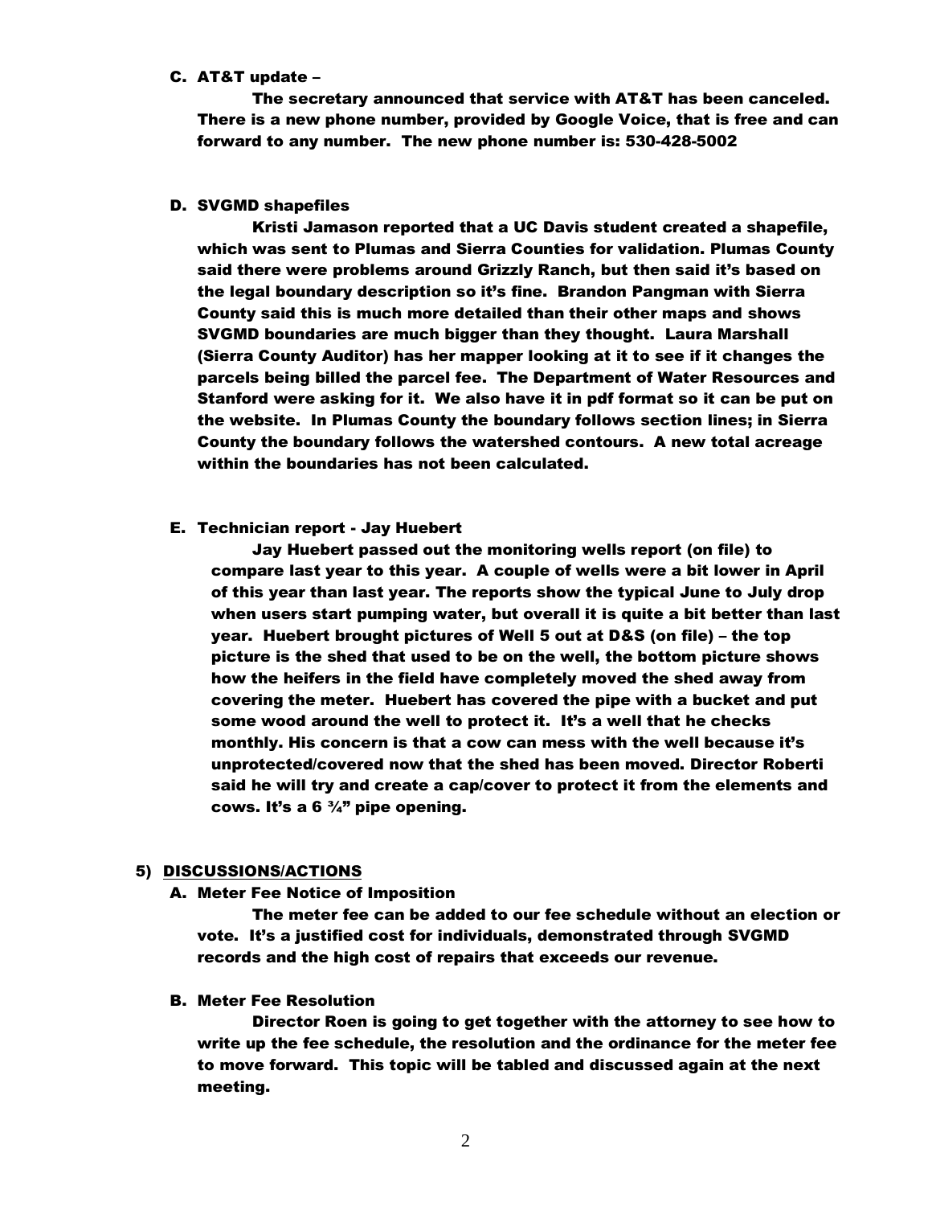**C. AT&T update –**

**The secretary announced that service with AT&T has been canceled. There is a new phone number, provided by Google Voice, that is free and can forward to any number. The new phone number is: 530-428-5002**

**D. SVGMD shapefiles**

**Kristi Jamason reported that a UC Davis student created a shapefile, which was sent to Plumas and Sierra Counties for validation. Plumas County said there were problems around Grizzly Ranch, but then said it's based on the legal boundary description so it's fine. Brandon Pangman with Sierra County said this is much more detailed than their other maps and shows SVGMD boundaries are much bigger than they thought. Laura Marshall (Sierra County Auditor) has her mapper looking at it to see if it changes the parcels being billed the parcel fee. The Department of Water Resources and Stanford were asking for it. We also have it in pdf format so it can be put on the website. In Plumas County the boundary follows section lines; in Sierra County the boundary follows the watershed contours. A new total acreage within the boundaries has not been calculated.**

**E. Technician report - Jay Huebert**

**Jay Huebert passed out the monitoring wells report (on file) to compare last year to this year. A couple of wells were a bit lower in April of this year than last year. The reports show the typical June to July drop when users start pumping water, but overall it is quite a bit better than last year. Huebert brought pictures of Well 5 out at D&S (on file) – the top picture is the shed that used to be on the well, the bottom picture shows how the heifers in the field have completely moved the shed away from covering the meter. Huebert has covered the pipe with a bucket and put some wood around the well to protect it. It's a well that he checks monthly. His concern is that a cow can mess with the well because it's unprotected/covered now that the shed has been moved. Director Roberti said he will try and create a cap/cover to protect it from the elements and cows. It's a 6 ¾" pipe opening.**

## 5) DISCUSSIONS/ACTIONS

**A. Meter Fee Notice of Imposition**

**The meter fee can be added to our fee schedule without an election or vote. It's a justified cost for individuals, demonstrated through SVGMD records and the high cost of repairs that exceeds our revenue.**

**B. Meter Fee Resolution**

**Director Roen is going to get together with the attorney to see how to write up the fee schedule, the resolution and the ordinance for the meter fee to move forward. This topic will be tabled and discussed again at the next meeting.**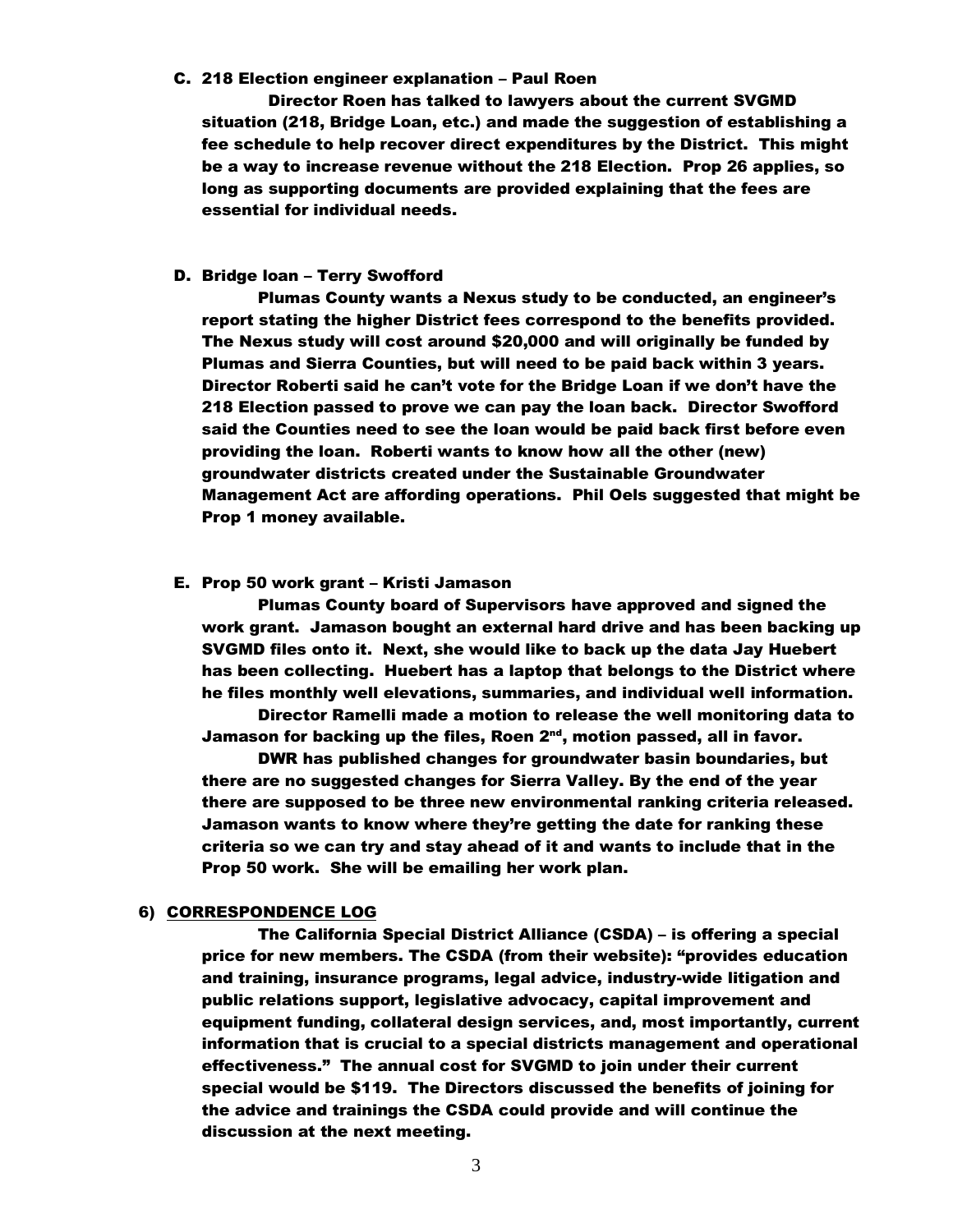C. **218 Election engineer explanation – Paul Roen**

**Director Roen has talked to lawyers about the current SVGMD situation (218, Bridge Loan, etc.) and made the suggestion of establishing a fee schedule to help recover direct expenditures by the District. This might be a way to increase revenue without the 218 Election. Prop 26 applies, so long as supporting documents are provided explaining that the fees are essential for individual needs.**

D. **Bridge loan – Terry Swofford**

**Plumas County wants a Nexus study to be conducted, an engineer's report stating the higher District fees correspond to the benefits provided. The Nexus study will cost around $20,000 and will originally be funded by Plumas and Sierra Counties, but will need to be paid back within 3 years. Director Roberti said he can't vote for the Bridge Loan if we don't have the 218 Election passed to prove we can pay the loan back. Director Swofford said the Counties need to see the loan would be paid back first before even providing the loan. Roberti wants to know how all the other (new) groundwater districts created under the Sustainable Groundwater Management Act are affording operations. Phil Oels suggested that might be Prop 1 money available.**

E. **Prop 50 work grant – Kristi Jamason**

**Plumas County board of Supervisors have approved and signed the work grant. Jamason bought an external hard drive and has been backing up SVGMD files onto it. Next, she would like to back up the data Jay Huebert has been collecting. Huebert has a laptop that belongs to the District where he files monthly well elevations, summaries, and individual well information.**

**Director Ramelli made a motion to release the well monitoring data to Jamason for backing up the files, Roen 2nd, motion passed, all in favor.**

**DWR has published changes for groundwater basin boundaries, but there are no suggested changes for Sierra Valley. By the end of the year there are supposed to be three new environmental ranking criteria released. Jamason wants to know where they're getting the date for ranking these criteria so we can try and stay ahead of it and wants to include that in the Prop 50 work. She will be emailing her work plan.**

## 6) CORRESPONDENCE LOG

**The California Special District Alliance (CSDA) – is offering a special price for new members. The CSDA (from their website): "provides education and training, insurance programs, legal advice, industry-wide litigation and public relations support, legislative advocacy, capital improvement and equipment funding, collateral design services, and, most importantly, current information that is crucial to a special districts management and operational effectiveness." The annual cost for SVGMD to join under their current special would be $119. The Directors discussed the benefits of joining for the advice and trainings the CSDA could provide and will continue the discussion at the next meeting.**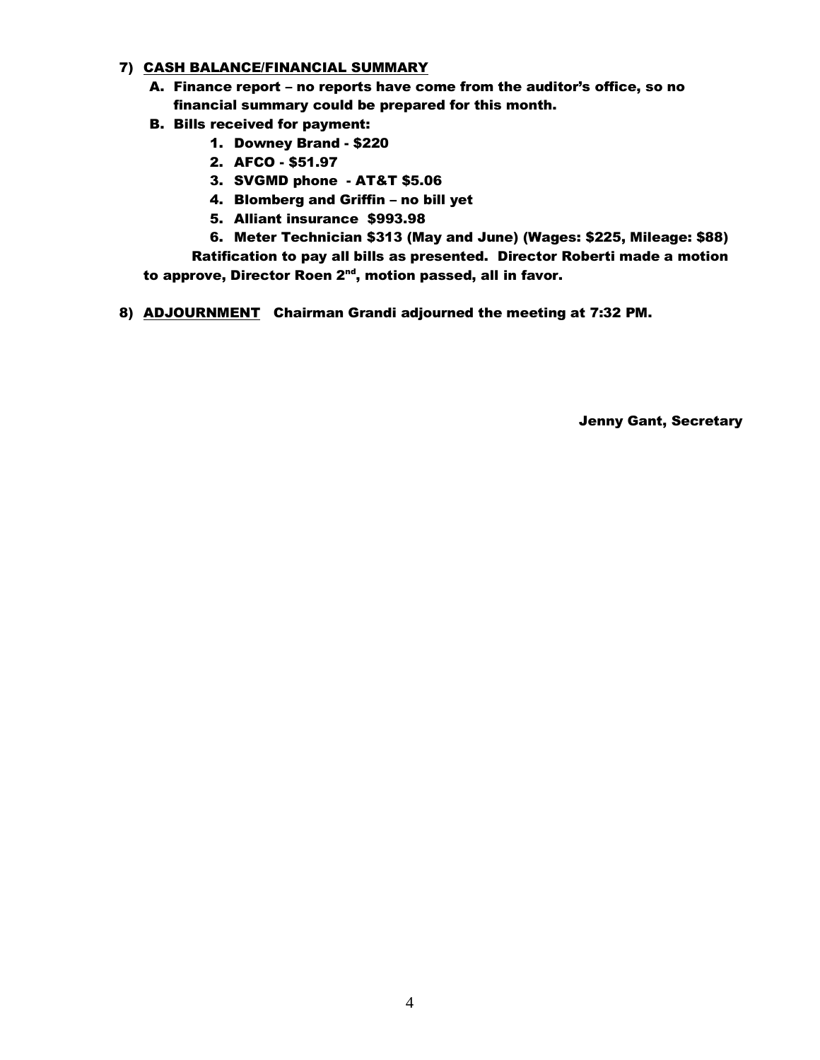**7) <u>CASH BALANCE/FINANCIAL SUMMARY</u>**

**A. Finance report – no reports have come from the auditor's office, so no financial summary could be prepared for this month.**

**B. Bills received for payment:**

1. **Downey Brand - $220**
2. **AFCO - $51.97**
3. **SVGMD phone - AT&T $5.06**
4. **Blomberg and Griffin – no bill yet**
5. **Alliant insurance $993.98**
6. **Meter Technician $313 (May and June) (Wages: $225, Mileage: $88)**

**Ratification to pay all bills as presented. Director Roberti made a motion to approve, Director Roen 2nd, motion passed, all in favor.**

**8) <u>ADJOURNMENT</u> Chairman Grandi adjourned the meeting at 7:32 PM.**

**Jenny Gant, Secretary**